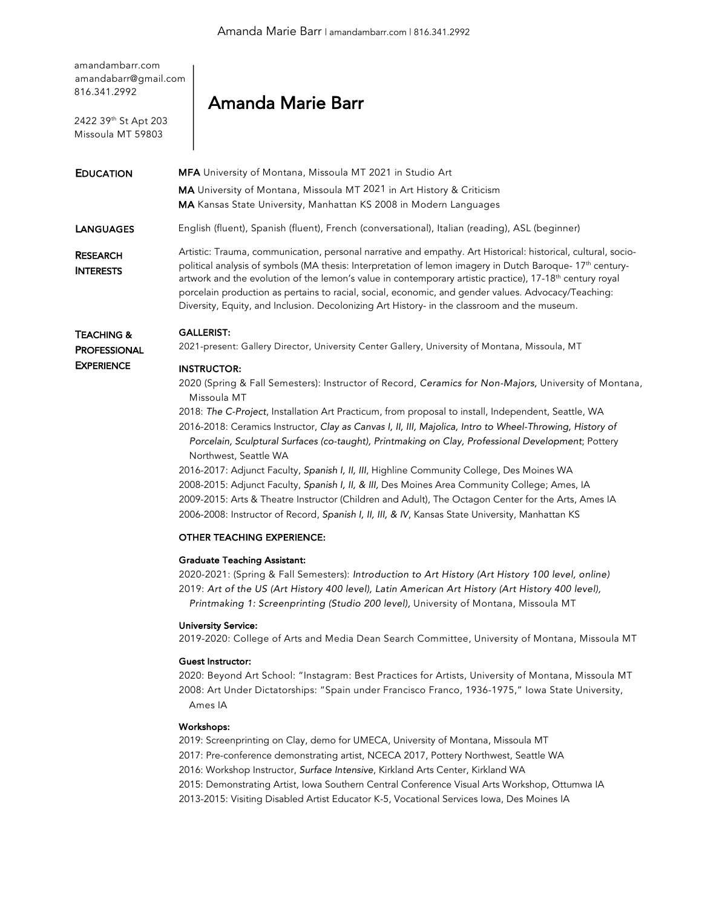amandambarr.com
amandabarr@gmail.com
816.341.2992

2422 39th St Apt 203
Missoula MT 59803

# Amanda Marie Barr

## EDUCATION

**MFA** University of Montana, Missoula MT 2021 in Studio Art
**MA** University of Montana, Missoula MT 2021 in Art History & Criticism
**MA** Kansas State University, Manhattan KS 2008 in Modern Languages

## LANGUAGES

English (fluent), Spanish (fluent), French (conversational), Italian (reading), ASL (beginner)

## RESEARCH INTERESTS

Artistic: Trauma, communication, personal narrative and empathy. Art Historical: historical, cultural, socio-political analysis of symbols (MA thesis: Interpretation of lemon imagery in Dutch Baroque- 17th century- artwork and the evolution of the lemon's value in contemporary artistic practice), 17-18th century royal porcelain production as pertains to racial, social, economic, and gender values. Advocacy/Teaching: Diversity, Equity, and Inclusion. Decolonizing Art History- in the classroom and the museum.

## TEACHING & PROFESSIONAL EXPERIENCE

**GALLERIST:**

2021-present: Gallery Director, University Center Gallery, University of Montana, Missoula, MT

**INSTRUCTOR:**

2020 (Spring & Fall Semesters): Instructor of Record, *Ceramics for Non-Majors,* University of Montana, Missoula MT
2018: *The C-Project*, Installation Art Practicum, from proposal to install, Independent, Seattle, WA
2016-2018: Ceramics Instructor, *Clay as Canvas I, II, III, Majolica, Intro to Wheel-Throwing, History of Porcelain, Sculptural Surfaces (co-taught), Printmaking on Clay, Professional Development*; Pottery Northwest, Seattle WA
2016-2017: Adjunct Faculty, *Spanish I, II, III,* Highline Community College, Des Moines WA
2008-2015: Adjunct Faculty, *Spanish I, II, & III,* Des Moines Area Community College; Ames, IA
2009-2015: Arts & Theatre Instructor (Children and Adult), The Octagon Center for the Arts, Ames IA
2006-2008: Instructor of Record, *Spanish I, II, III, & IV*, Kansas State University, Manhattan KS

**OTHER TEACHING EXPERIENCE:**

**Graduate Teaching Assistant:**

2020-2021: (Spring & Fall Semesters): *Introduction to Art History (Art History 100 level, online)*
2019: *Art of the US (Art History 400 level), Latin American Art History (Art History 400 level), Printmaking 1: Screenprinting (Studio 200 level),* University of Montana, Missoula MT

**University Service:**

2019-2020: College of Arts and Media Dean Search Committee, University of Montana, Missoula MT

**Guest Instructor:**

2020: Beyond Art School: "Instagram: Best Practices for Artists, University of Montana, Missoula MT
2008: Art Under Dictatorships: "Spain under Francisco Franco, 1936-1975," Iowa State University, Ames IA

**Workshops:**

2019: Screenprinting on Clay, demo for UMECA, University of Montana, Missoula MT
2017: Pre-conference demonstrating artist, NCECA 2017, Pottery Northwest, Seattle WA
2016: Workshop Instructor, *Surface Intensive*, Kirkland Arts Center, Kirkland WA
2015: Demonstrating Artist, Iowa Southern Central Conference Visual Arts Workshop, Ottumwa IA
2013-2015: Visiting Disabled Artist Educator K-5, Vocational Services Iowa, Des Moines IA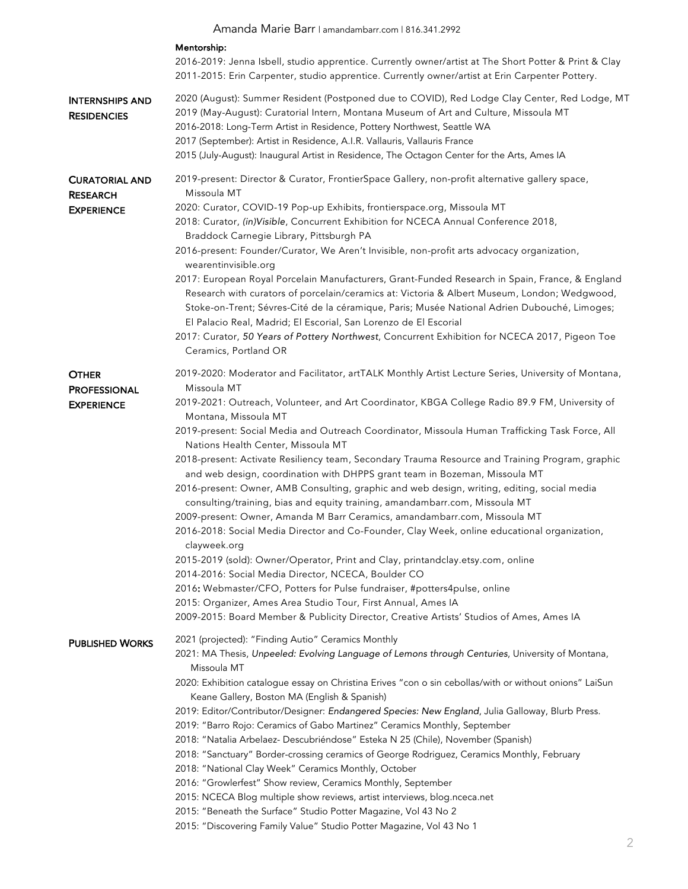**Mentorship:**

2016-2019: Jenna Isbell, studio apprentice. Currently owner/artist at The Short Potter & Print & Clay
2011-2015: Erin Carpenter, studio apprentice. Currently owner/artist at Erin Carpenter Pottery.

## Internships and Residencies

2020 (August): Summer Resident (Postponed due to COVID), Red Lodge Clay Center, Red Lodge, MT
2019 (May-August): Curatorial Intern, Montana Museum of Art and Culture, Missoula MT
2016-2018: Long-Term Artist in Residence, Pottery Northwest, Seattle WA
2017 (September): Artist in Residence, A.I.R. Vallauris, Vallauris France
2015 (July-August): Inaugural Artist in Residence, The Octagon Center for the Arts, Ames IA

## Curatorial and Research Experience

2019-present: Director & Curator, FrontierSpace Gallery, non-profit alternative gallery space, Missoula MT
2020: Curator, COVID-19 Pop-up Exhibits, frontierspace.org, Missoula MT
2018: Curator, *(in)Visible*, Concurrent Exhibition for NCECA Annual Conference 2018, Braddock Carnegie Library, Pittsburgh PA
2016-present: Founder/Curator, We Aren't Invisible, non-profit arts advocacy organization, wearentinvisible.org
2017: European Royal Porcelain Manufacturers, Grant-Funded Research in Spain, France, & England Research with curators of porcelain/ceramics at: Victoria & Albert Museum, London; Wedgwood, Stoke-on-Trent; Sévres-Cité de la céramique, Paris; Musée National Adrien Dubouché, Limoges; El Palacio Real, Madrid; El Escorial, San Lorenzo de El Escorial
2017: Curator, *50 Years of Pottery Northwest*, Concurrent Exhibition for NCECA 2017, Pigeon Toe Ceramics, Portland OR

## Other Professional Experience

2019-2020: Moderator and Facilitator, artTALK Monthly Artist Lecture Series, University of Montana, Missoula MT
2019-2021: Outreach, Volunteer, and Art Coordinator, KBGA College Radio 89.9 FM, University of Montana, Missoula MT
2019-present: Social Media and Outreach Coordinator, Missoula Human Trafficking Task Force, All Nations Health Center, Missoula MT
2018-present: Activate Resiliency team, Secondary Trauma Resource and Training Program, graphic and web design, coordination with DHPPS grant team in Bozeman, Missoula MT
2016-present: Owner, AMB Consulting, graphic and web design, writing, editing, social media consulting/training, bias and equity training, amandambarr.com, Missoula MT
2009-present: Owner, Amanda M Barr Ceramics, amandambarr.com, Missoula MT
2016-2018: Social Media Director and Co-Founder, Clay Week, online educational organization, clayweek.org
2015-2019 (sold): Owner/Operator, Print and Clay, printandclay.etsy.com, online
2014-2016: Social Media Director, NCECA, Boulder CO
2016**:** Webmaster/CFO, Potters for Pulse fundraiser, #potters4pulse, online
2015: Organizer, Ames Area Studio Tour, First Annual, Ames IA
2009-2015: Board Member & Publicity Director, Creative Artists' Studios of Ames, Ames IA

## Published Works

2021 (projected): "Finding Autio" Ceramics Monthly
2021: MA Thesis, *Unpeeled: Evolving Language of Lemons through Centuries*, University of Montana, Missoula MT
2020: Exhibition catalogue essay on Christina Erives "con o sin cebollas/with or without onions" LaiSun Keane Gallery, Boston MA (English & Spanish)
2019: Editor/Contributor/Designer: *Endangered Species: New England*, Julia Galloway, Blurb Press.
2019: "Barro Rojo: Ceramics of Gabo Martinez" Ceramics Monthly, September
2018: "Natalia Arbelaez- Descubriéndose" Esteka N 25 (Chile), November (Spanish)
2018: "Sanctuary" Border-crossing ceramics of George Rodriguez, Ceramics Monthly, February
2018: "National Clay Week" Ceramics Monthly, October
2016: "Growlerfest" Show review, Ceramics Monthly, September
2015: NCECA Blog multiple show reviews, artist interviews, blog.nceca.net
2015: "Beneath the Surface" Studio Potter Magazine, Vol 43 No 2
2015: "Discovering Family Value" Studio Potter Magazine, Vol 43 No 1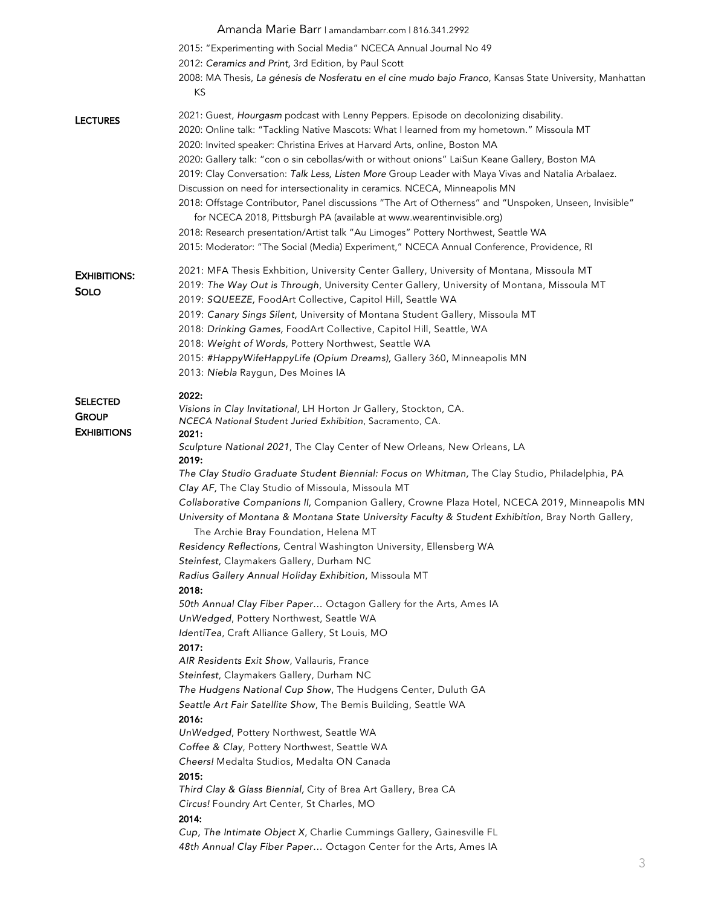2015: "Experimenting with Social Media" NCECA Annual Journal No 49
2012: *Ceramics and Print,* 3rd Edition, by Paul Scott
2008: MA Thesis, *La génesis de Nosferatu en el cine mudo bajo Franco*, Kansas State University, Manhattan KS

## Lectures

2021: Guest, *Hourgasm* podcast with Lenny Peppers. Episode on decolonizing disability.
2020: Online talk: "Tackling Native Mascots: What I learned from my hometown." Missoula MT
2020: Invited speaker: Christina Erives at Harvard Arts, online, Boston MA
2020: Gallery talk: "con o sin cebollas/with or without onions" LaiSun Keane Gallery, Boston MA
2019: Clay Conversation: *Talk Less, Listen More* Group Leader with Maya Vivas and Natalia Arbalaez. Discussion on need for intersectionality in ceramics. NCECA, Minneapolis MN
2018: Offstage Contributor, Panel discussions "The Art of Otherness" and "Unspoken, Unseen, Invisible" for NCECA 2018, Pittsburgh PA (available at www.wearentinvisible.org)
2018: Research presentation/Artist talk "Au Limoges" Pottery Northwest, Seattle WA
2015: Moderator: "The Social (Media) Experiment," NCECA Annual Conference, Providence, RI

## Exhibitions: Solo

2021: MFA Thesis Exhbition, University Center Gallery, University of Montana, Missoula MT
2019: *The Way Out is Through*, University Center Gallery, University of Montana, Missoula MT
2019: *SQUEEZE,* FoodArt Collective, Capitol Hill, Seattle WA
2019: *Canary Sings Silent,* University of Montana Student Gallery, Missoula MT
2018: *Drinking Games,* FoodArt Collective, Capitol Hill, Seattle, WA
2018: *Weight of Words,* Pottery Northwest, Seattle WA
2015: *#HappyWifeHappyLife (Opium Dreams),* Gallery 360, Minneapolis MN
2013: *Niebla* Raygun, Des Moines IA

## Selected Group Exhibitions

**2022:**
*Visions in Clay Invitational*, LH Horton Jr Gallery, Stockton, CA.
*NCECA National Student Juried Exhibition*, Sacramento, CA.

**2021:**
*Sculpture National 2021*, The Clay Center of New Orleans, New Orleans, LA

**2019:**
*The Clay Studio Graduate Student Biennial: Focus on Whitman,* The Clay Studio, Philadelphia, PA
*Clay AF,* The Clay Studio of Missoula, Missoula MT
*Collaborative Companions II,* Companion Gallery, Crowne Plaza Hotel, NCECA 2019, Minneapolis MN
*University of Montana & Montana State University Faculty & Student Exhibition*, Bray North Gallery, The Archie Bray Foundation, Helena MT
*Residency Reflections,* Central Washington University, Ellensberg WA
*Steinfest,* Claymakers Gallery, Durham NC
*Radius Gallery Annual Holiday Exhibition*, Missoula MT

**2018:**
*50th Annual Clay Fiber Paper…* Octagon Gallery for the Arts, Ames IA
*UnWedged*, Pottery Northwest, Seattle WA
*IdentiTea*, Craft Alliance Gallery, St Louis, MO

**2017:**
*AIR Residents Exit Show*, Vallauris, France
*Steinfest*, Claymakers Gallery, Durham NC
*The Hudgens National Cup Show*, The Hudgens Center, Duluth GA
*Seattle Art Fair Satellite Show*, The Bemis Building, Seattle WA

**2016:**
*UnWedged*, Pottery Northwest, Seattle WA
*Coffee & Clay*, Pottery Northwest, Seattle WA
*Cheers!* Medalta Studios, Medalta ON Canada

**2015:**
*Third Clay & Glass Biennial,* City of Brea Art Gallery, Brea CA
*Circus!* Foundry Art Center, St Charles, MO

**2014:**
*Cup, The Intimate Object X*, Charlie Cummings Gallery, Gainesville FL
*48th Annual Clay Fiber Paper…* Octagon Center for the Arts, Ames IA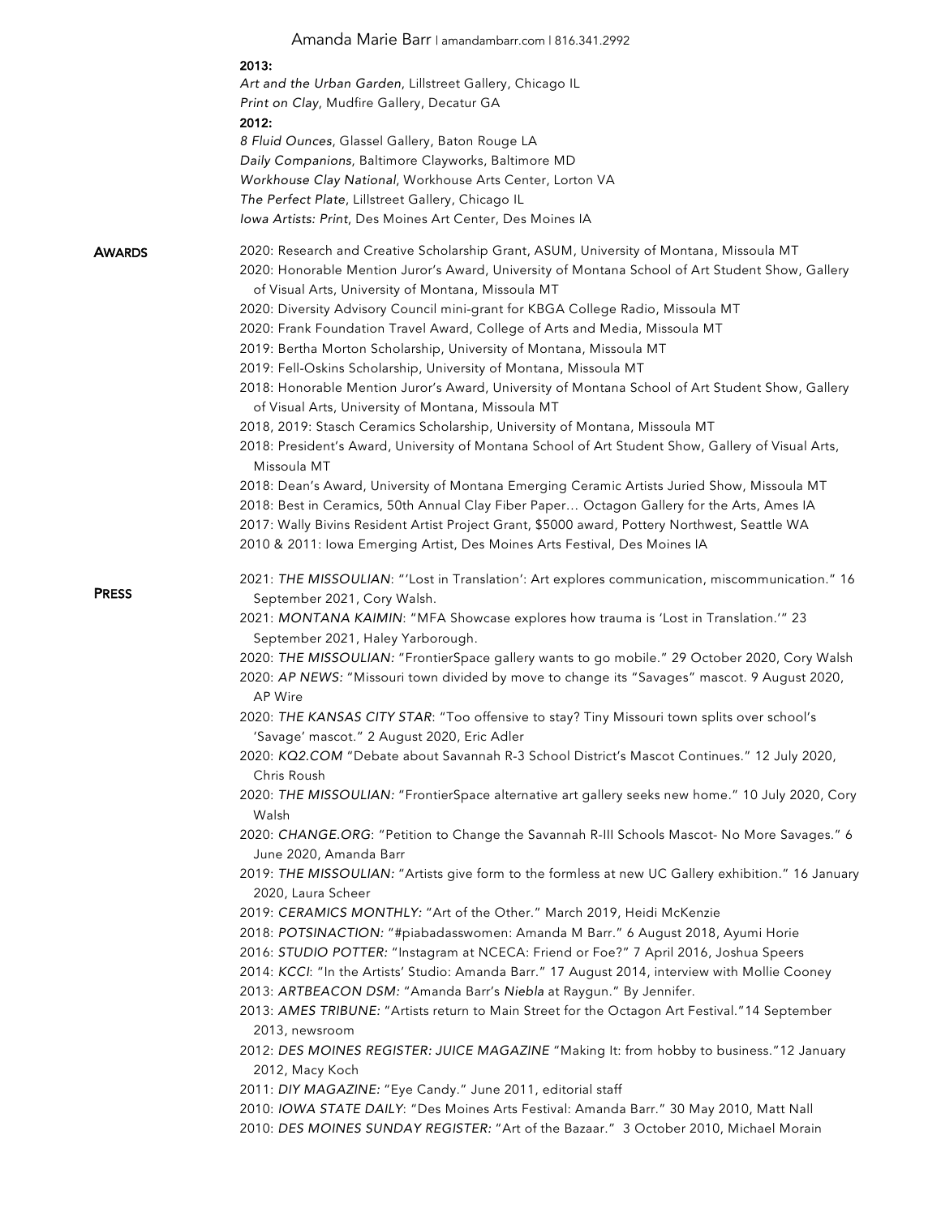**2013:**

*Art and the Urban Garden*, Lillstreet Gallery, Chicago IL
*Print on Clay*, Mudfire Gallery, Decatur GA

**2012:**

*8 Fluid Ounces*, Glassel Gallery, Baton Rouge LA
*Daily Companions*, Baltimore Clayworks, Baltimore MD
*Workhouse Clay National*, Workhouse Arts Center, Lorton VA
*The Perfect Plate*, Lillstreet Gallery, Chicago IL
*Iowa Artists: Print*, Des Moines Art Center, Des Moines IA

## AWARDS

2020: Research and Creative Scholarship Grant, ASUM, University of Montana, Missoula MT
2020: Honorable Mention Juror's Award, University of Montana School of Art Student Show, Gallery of Visual Arts, University of Montana, Missoula MT
2020: Diversity Advisory Council mini-grant for KBGA College Radio, Missoula MT
2020: Frank Foundation Travel Award, College of Arts and Media, Missoula MT
2019: Bertha Morton Scholarship, University of Montana, Missoula MT
2019: Fell-Oskins Scholarship, University of Montana, Missoula MT
2018: Honorable Mention Juror's Award, University of Montana School of Art Student Show, Gallery of Visual Arts, University of Montana, Missoula MT
2018, 2019: Stasch Ceramics Scholarship, University of Montana, Missoula MT
2018: President's Award, University of Montana School of Art Student Show, Gallery of Visual Arts, Missoula MT
2018: Dean's Award, University of Montana Emerging Ceramic Artists Juried Show, Missoula MT
2018: Best in Ceramics, 50th Annual Clay Fiber Paper… Octagon Gallery for the Arts, Ames IA
2017: Wally Bivins Resident Artist Project Grant, $5000 award, Pottery Northwest, Seattle WA
2010 & 2011: Iowa Emerging Artist, Des Moines Arts Festival, Des Moines IA

## PRESS

2021: *THE MISSOULIAN*: "'Lost in Translation': Art explores communication, miscommunication." 16 September 2021, Cory Walsh.
2021: *MONTANA KAIMIN*: "MFA Showcase explores how trauma is 'Lost in Translation.'" 23 September 2021, Haley Yarborough.
2020: *THE MISSOULIAN:* "FrontierSpace gallery wants to go mobile." 29 October 2020, Cory Walsh
2020: *AP NEWS:* "Missouri town divided by move to change its "Savages" mascot. 9 August 2020, AP Wire
2020: *THE KANSAS CITY STAR*: "Too offensive to stay? Tiny Missouri town splits over school's 'Savage' mascot." 2 August 2020, Eric Adler
2020: *KQ2.COM* "Debate about Savannah R-3 School District's Mascot Continues." 12 July 2020, Chris Roush
2020: *THE MISSOULIAN:* "FrontierSpace alternative art gallery seeks new home." 10 July 2020, Cory Walsh
2020: *CHANGE.ORG*: "Petition to Change the Savannah R-III Schools Mascot- No More Savages." 6 June 2020, Amanda Barr
2019: *THE MISSOULIAN:* "Artists give form to the formless at new UC Gallery exhibition." 16 January 2020, Laura Scheer
2019: *CERAMICS MONTHLY:* "Art of the Other." March 2019, Heidi McKenzie
2018: *POTSINACTION:* "#piabadasswomen: Amanda M Barr." 6 August 2018, Ayumi Horie
2016: *STUDIO POTTER:* "Instagram at NCECA: Friend or Foe?" 7 April 2016, Joshua Speers
2014: *KCCI*: "In the Artists' Studio: Amanda Barr." 17 August 2014, interview with Mollie Cooney
2013: *ARTBEACON DSM:* "Amanda Barr's *Niebla* at Raygun." By Jennifer.
2013: *AMES TRIBUNE:* "Artists return to Main Street for the Octagon Art Festival."14 September 2013, newsroom
2012: *DES MOINES REGISTER: JUICE MAGAZINE* "Making It: from hobby to business."12 January 2012, Macy Koch
2011: *DIY MAGAZINE:* "Eye Candy." June 2011, editorial staff
2010: *IOWA STATE DAILY*: "Des Moines Arts Festival: Amanda Barr." 30 May 2010, Matt Nall
2010: *DES MOINES SUNDAY REGISTER:* "Art of the Bazaar." 3 October 2010, Michael Morain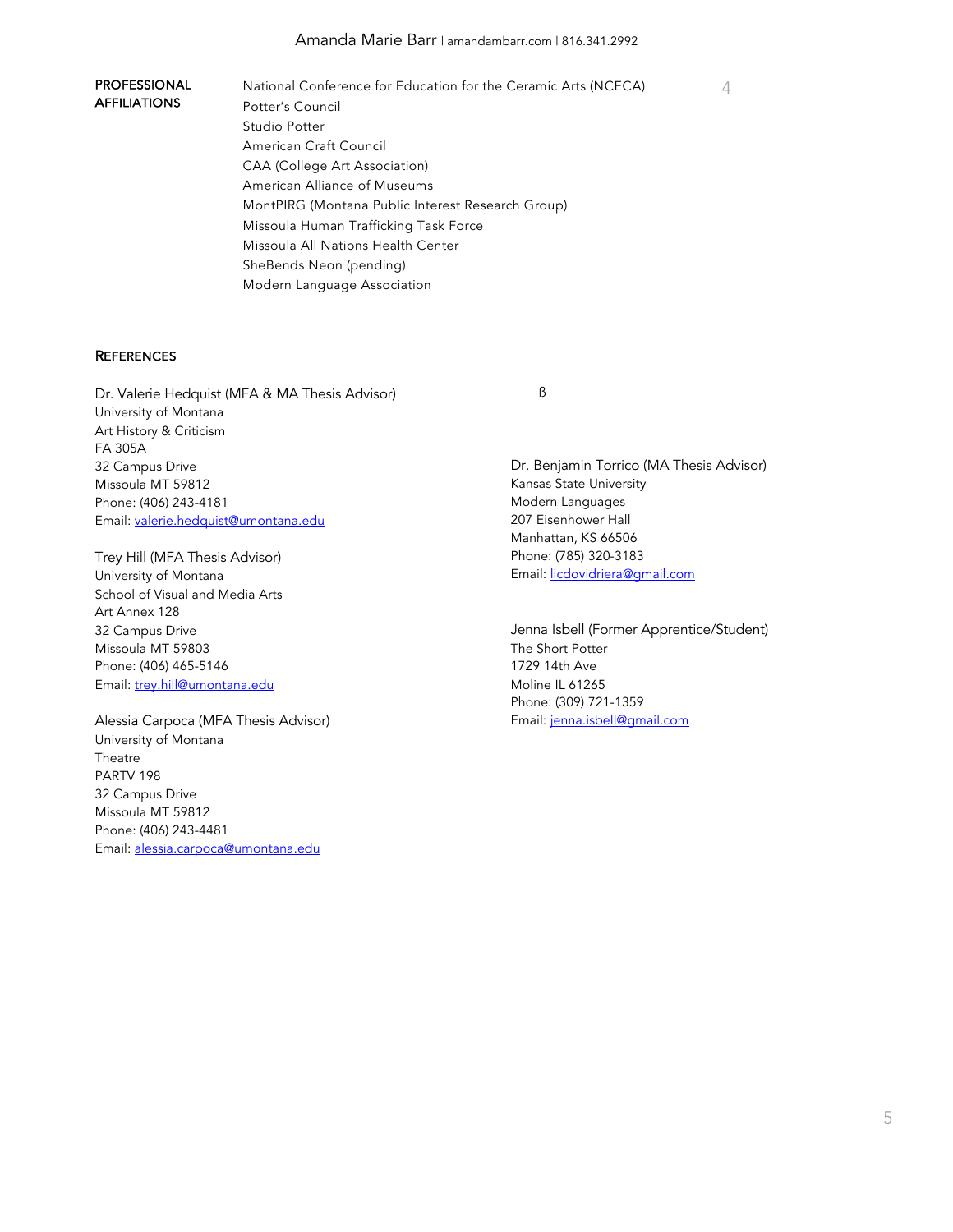**PROFESSIONAL AFFILIATIONS**

National Conference for Education for the Ceramic Arts (NCECA)
Potter's Council
Studio Potter
American Craft Council
CAA (College Art Association)
American Alliance of Museums
MontPIRG (Montana Public Interest Research Group)
Missoula Human Trafficking Task Force
Missoula All Nations Health Center
SheBends Neon (pending)
Modern Language Association

**REFERENCES**

Dr. Valerie Hedquist (MFA & MA Thesis Advisor)
University of Montana
Art History & Criticism
FA 305A
32 Campus Drive
Missoula MT 59812
Phone: (406) 243-4181
Email: valerie.hedquist@umontana.edu

Trey Hill (MFA Thesis Advisor)
University of Montana
School of Visual and Media Arts
Art Annex 128
32 Campus Drive
Missoula MT 59803
Phone: (406) 465-5146
Email: trey.hill@umontana.edu

Alessia Carpoca (MFA Thesis Advisor)
University of Montana
Theatre
PARTV 198
32 Campus Drive
Missoula MT 59812
Phone: (406) 243-4481
Email: alessia.carpoca@umontana.edu

ß

Dr. Benjamin Torrico (MA Thesis Advisor)
Kansas State University
Modern Languages
207 Eisenhower Hall
Manhattan, KS 66506
Phone: (785) 320-3183
Email: licdovidriera@gmail.com

Jenna Isbell (Former Apprentice/Student)
The Short Potter
1729 14th Ave
Moline IL 61265
Phone: (309) 721-1359
Email: jenna.isbell@gmail.com